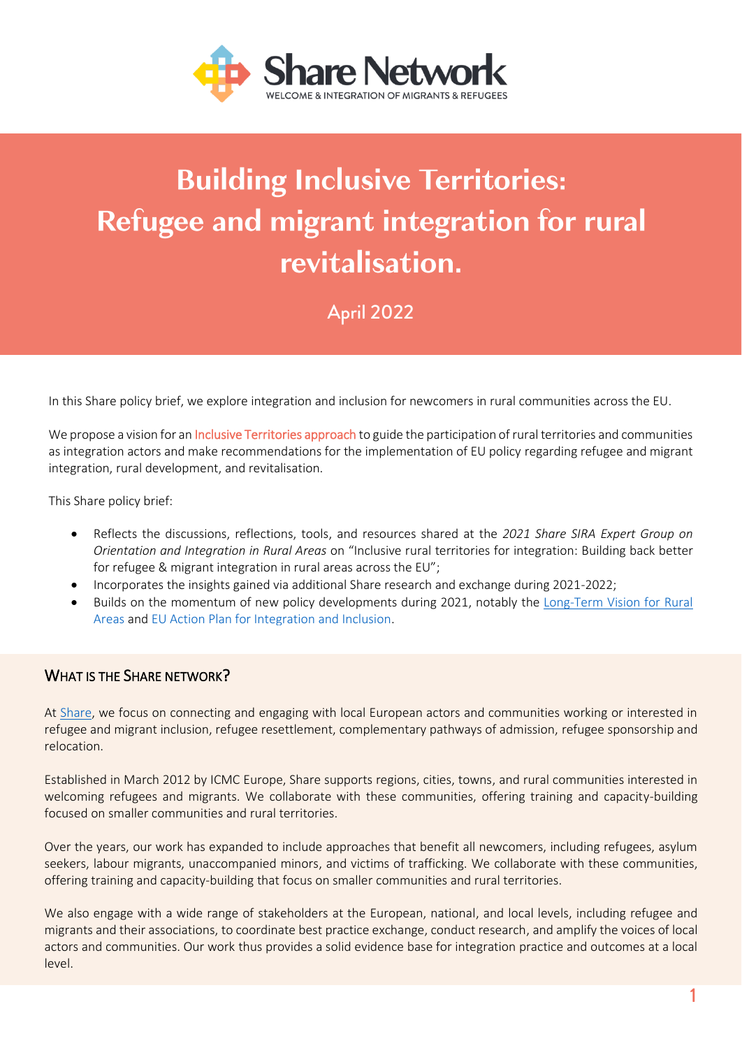Share Network

WELCOME & INTEGRATION OF MIGRANTS & REFUGEES

# Building Inclusive Territories: Refugee and migrant integration for rural revitalisation.

April 2022

In this Share policy brief, we explore integration and inclusion for newcomers in rural communities across the EU.

We propose a vision for an Inclusive Territories approach to guide the participation of rural territories and communities as integration actors and make recommendations for the implementation of EU policy regarding refugee and migrant integration, rural development, and revitalisation.

This Share policy brief:

- Reflects the discussions, reflections, tools, and resources shared at the *2021 Share SIRA Expert Group on Orientation and Integration in Rural Areas* on "Inclusive rural territories for integration: Building back better for refugee & migrant integration in rural areas across the EU";
- Incorporates the insights gained via additional Share research and exchange during 2021-2022;
- Builds on the momentum of new policy developments during 2021, notably the Long-Term Vision for Rural Areas and EU Action Plan for Integration and Inclusion.

## What is the Share network?

At Share, we focus on connecting and engaging with local European actors and communities working or interested in refugee and migrant inclusion, refugee resettlement, complementary pathways of admission, refugee sponsorship and relocation.

Established in March 2012 by ICMC Europe, Share supports regions, cities, towns, and rural communities interested in welcoming refugees and migrants. We collaborate with these communities, offering training and capacity-building focused on smaller communities and rural territories.

Over the years, our work has expanded to include approaches that benefit all newcomers, including refugees, asylum seekers, labour migrants, unaccompanied minors, and victims of trafficking. We collaborate with these communities, offering training and capacity-building that focus on smaller communities and rural territories.

We also engage with a wide range of stakeholders at the European, national, and local levels, including refugee and migrants and their associations, to coordinate best practice exchange, conduct research, and amplify the voices of local actors and communities. Our work thus provides a solid evidence base for integration practice and outcomes at a local level.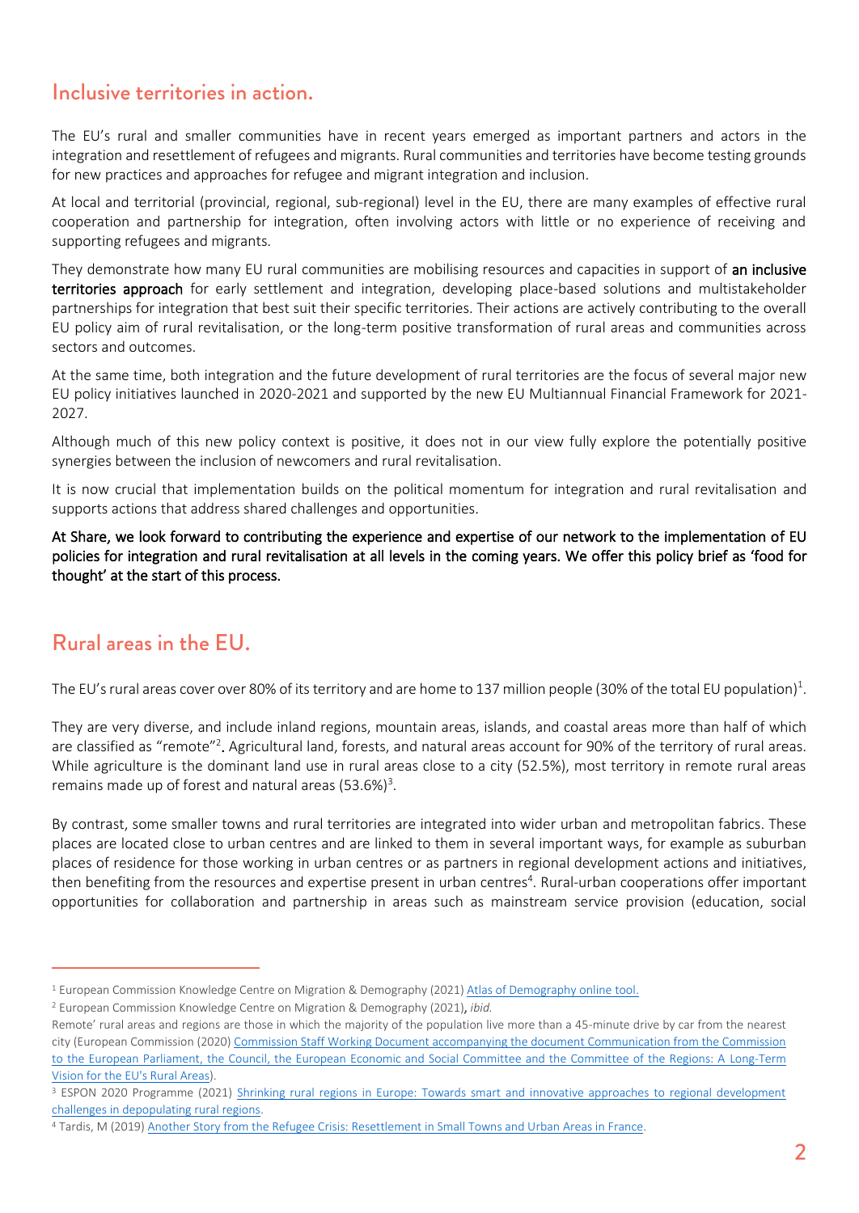## Inclusive territories in action.

The EU's rural and smaller communities have in recent years emerged as important partners and actors in the integration and resettlement of refugees and migrants. Rural communities and territories have become testing grounds for new practices and approaches for refugee and migrant integration and inclusion.

At local and territorial (provincial, regional, sub-regional) level in the EU, there are many examples of effective rural cooperation and partnership for integration, often involving actors with little or no experience of receiving and supporting refugees and migrants.

They demonstrate how many EU rural communities are mobilising resources and capacities in support of **an inclusive territories approach** for early settlement and integration, developing place-based solutions and multistakeholder partnerships for integration that best suit their specific territories. Their actions are actively contributing to the overall EU policy aim of rural revitalisation, or the long-term positive transformation of rural areas and communities across sectors and outcomes.

At the same time, both integration and the future development of rural territories are the focus of several major new EU policy initiatives launched in 2020-2021 and supported by the new EU Multiannual Financial Framework for 2021-2027.

Although much of this new policy context is positive, it does not in our view fully explore the potentially positive synergies between the inclusion of newcomers and rural revitalisation.

It is now crucial that implementation builds on the political momentum for integration and rural revitalisation and supports actions that address shared challenges and opportunities.

**At Share, we look forward to contributing the experience and expertise of our network to the implementation of EU policies for integration and rural revitalisation at all levels in the coming years. We offer this policy brief as 'food for thought' at the start of this process.**

## Rural areas in the EU.

The EU's rural areas cover over 80% of its territory and are home to 137 million people (30% of the total EU population)[1].

They are very diverse, and include inland regions, mountain areas, islands, and coastal areas more than half of which are classified as "remote"[2]. Agricultural land, forests, and natural areas account for 90% of the territory of rural areas. While agriculture is the dominant land use in rural areas close to a city (52.5%), most territory in remote rural areas remains made up of forest and natural areas (53.6%)[3].

By contrast, some smaller towns and rural territories are integrated into wider urban and metropolitan fabrics. These places are located close to urban centres and are linked to them in several important ways, for example as suburban places of residence for those working in urban centres or as partners in regional development actions and initiatives, then benefiting from the resources and expertise present in urban centres[4]. Rural-urban cooperations offer important opportunities for collaboration and partnership in areas such as mainstream service provision (education, social

---

[1] European Commission Knowledge Centre on Migration & Demography (2021) Atlas of Demography online tool.

[2] European Commission Knowledge Centre on Migration & Demography (2021), *ibid.*

Remote' rural areas and regions are those in which the majority of the population live more than a 45-minute drive by car from the nearest city (European Commission (2020) Commission Staff Working Document accompanying the document Communication from the Commission to the European Parliament, the Council, the European Economic and Social Committee and the Committee of the Regions: A Long-Term Vision for the EU's Rural Areas).

[3] ESPON 2020 Programme (2021) Shrinking rural regions in Europe: Towards smart and innovative approaches to regional development challenges in depopulating rural regions.

[4] Tardis, M (2019) Another Story from the Refugee Crisis: Resettlement in Small Towns and Urban Areas in France.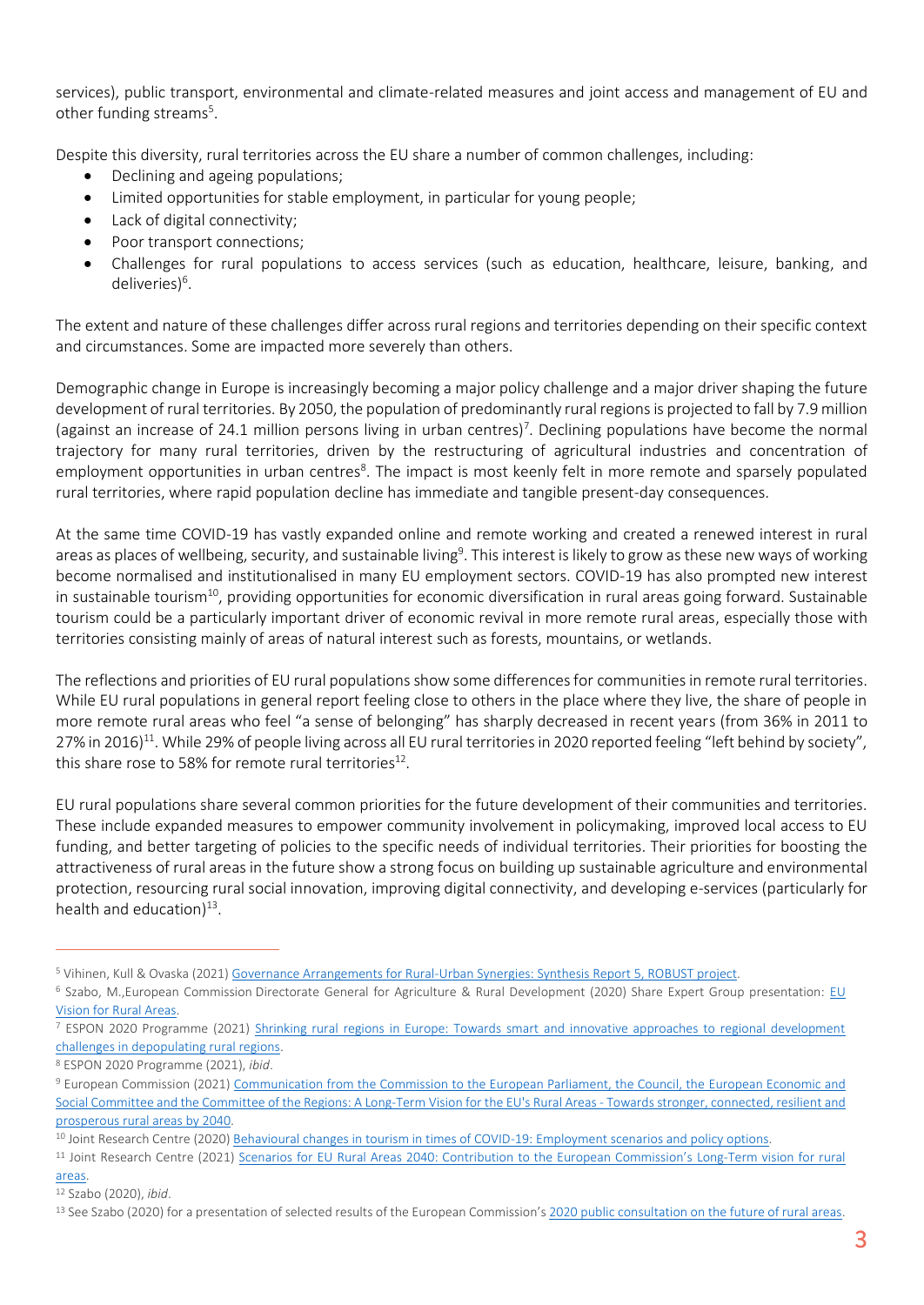services), public transport, environmental and climate-related measures and joint access and management of EU and other funding streams[5].

Despite this diversity, rural territories across the EU share a number of common challenges, including:

- Declining and ageing populations;
- Limited opportunities for stable employment, in particular for young people;
- Lack of digital connectivity;
- Poor transport connections;
- Challenges for rural populations to access services (such as education, healthcare, leisure, banking, and deliveries)[6].

The extent and nature of these challenges differ across rural regions and territories depending on their specific context and circumstances. Some are impacted more severely than others.

Demographic change in Europe is increasingly becoming a major policy challenge and a major driver shaping the future development of rural territories. By 2050, the population of predominantly rural regions is projected to fall by 7.9 million (against an increase of 24.1 million persons living in urban centres)[7]. Declining populations have become the normal trajectory for many rural territories, driven by the restructuring of agricultural industries and concentration of employment opportunities in urban centres[8]. The impact is most keenly felt in more remote and sparsely populated rural territories, where rapid population decline has immediate and tangible present-day consequences.

At the same time COVID-19 has vastly expanded online and remote working and created a renewed interest in rural areas as places of wellbeing, security, and sustainable living[9]. This interest is likely to grow as these new ways of working become normalised and institutionalised in many EU employment sectors. COVID-19 has also prompted new interest in sustainable tourism[10], providing opportunities for economic diversification in rural areas going forward. Sustainable tourism could be a particularly important driver of economic revival in more remote rural areas, especially those with territories consisting mainly of areas of natural interest such as forests, mountains, or wetlands.

The reflections and priorities of EU rural populations show some differences for communities in remote rural territories. While EU rural populations in general report feeling close to others in the place where they live, the share of people in more remote rural areas who feel "a sense of belonging" has sharply decreased in recent years (from 36% in 2011 to 27% in 2016)[11]. While 29% of people living across all EU rural territories in 2020 reported feeling "left behind by society", this share rose to 58% for remote rural territories[12].

EU rural populations share several common priorities for the future development of their communities and territories. These include expanded measures to empower community involvement in policymaking, improved local access to EU funding, and better targeting of policies to the specific needs of individual territories. Their priorities for boosting the attractiveness of rural areas in the future show a strong focus on building up sustainable agriculture and environmental protection, resourcing rural social innovation, improving digital connectivity, and developing e-services (particularly for health and education)[13].

---

[5] Vihinen, Kull & Ovaska (2021) Governance Arrangements for Rural-Urban Synergies: Synthesis Report 5, ROBUST project.

[6] Szabo, M.,European Commission Directorate General for Agriculture & Rural Development (2020) Share Expert Group presentation: EU Vision for Rural Areas.

[7] ESPON 2020 Programme (2021) Shrinking rural regions in Europe: Towards smart and innovative approaches to regional development challenges in depopulating rural regions.

[8] ESPON 2020 Programme (2021), *ibid*.

[9] European Commission (2021) Communication from the Commission to the European Parliament, the Council, the European Economic and Social Committee and the Committee of the Regions: A Long-Term Vision for the EU's Rural Areas - Towards stronger, connected, resilient and prosperous rural areas by 2040.

[10] Joint Research Centre (2020) Behavioural changes in tourism in times of COVID-19: Employment scenarios and policy options.

[11] Joint Research Centre (2021) Scenarios for EU Rural Areas 2040: Contribution to the European Commission's Long-Term vision for rural areas.

[12] Szabo (2020), *ibid*.

[13] See Szabo (2020) for a presentation of selected results of the European Commission's 2020 public consultation on the future of rural areas.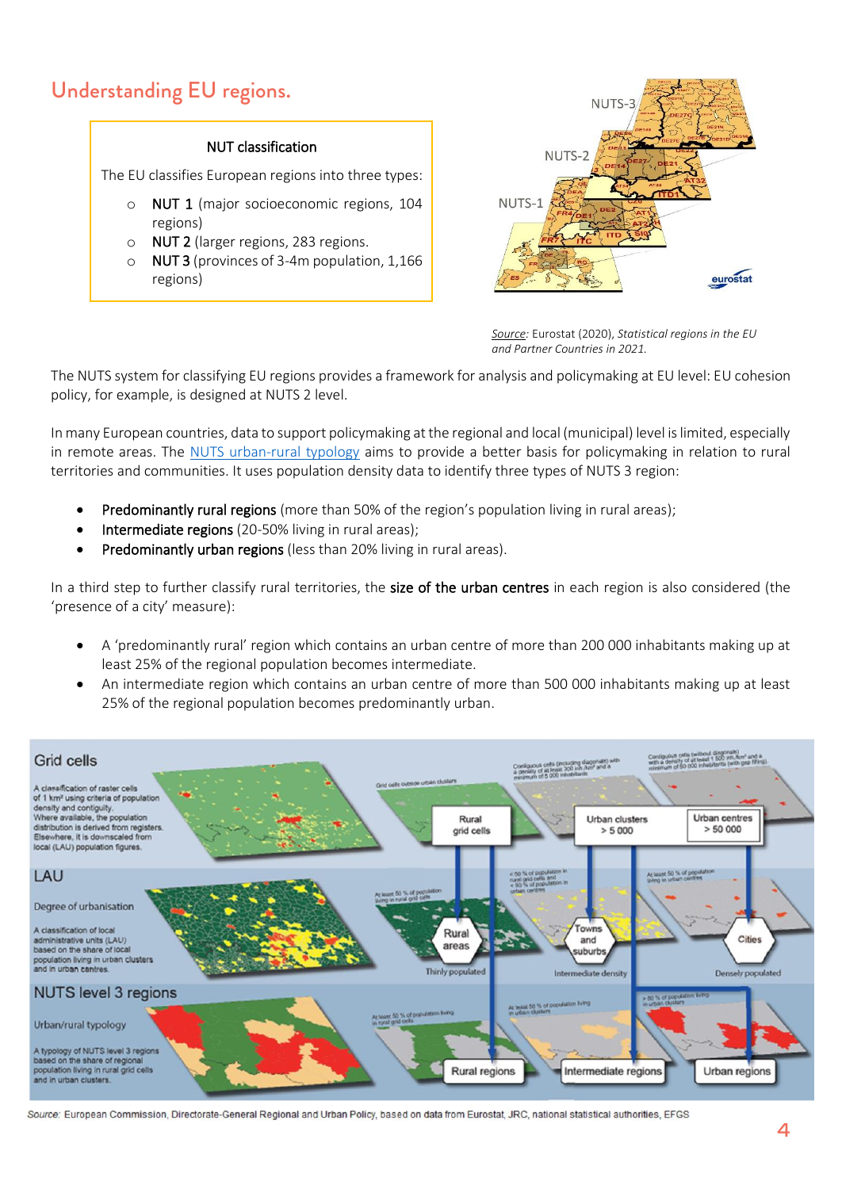## Understanding EU regions.

**NUT classification**

The EU classifies European regions into three types:

- NUT 1 (major socioeconomic regions, 104 regions)
- NUT 2 (larger regions, 283 regions.
- NUT 3 (provinces of 3-4m population, 1,166 regions)

Source: Eurostat (2020), *Statistical regions in the EU and Partner Countries in 2021.*

The NUTS system for classifying EU regions provides a framework for analysis and policymaking at EU level: EU cohesion policy, for example, is designed at NUTS 2 level.

In many European countries, data to support policymaking at the regional and local (municipal) level is limited, especially in remote areas. The NUTS urban-rural typology aims to provide a better basis for policymaking in relation to rural territories and communities. It uses population density data to identify three types of NUTS 3 region:

- Predominantly rural regions (more than 50% of the region's population living in rural areas);
- Intermediate regions (20-50% living in rural areas);
- Predominantly urban regions (less than 20% living in rural areas).

In a third step to further classify rural territories, the **size of the urban centres** in each region is also considered (the 'presence of a city' measure):

- A 'predominantly rural' region which contains an urban centre of more than 200 000 inhabitants making up at least 25% of the regional population becomes intermediate.
- An intermediate region which contains an urban centre of more than 500 000 inhabitants making up at least 25% of the regional population becomes predominantly urban.

Source: European Commission, Directorate-General Regional and Urban Policy, based on data from Eurostat, JRC, national statistical authorities, EFGS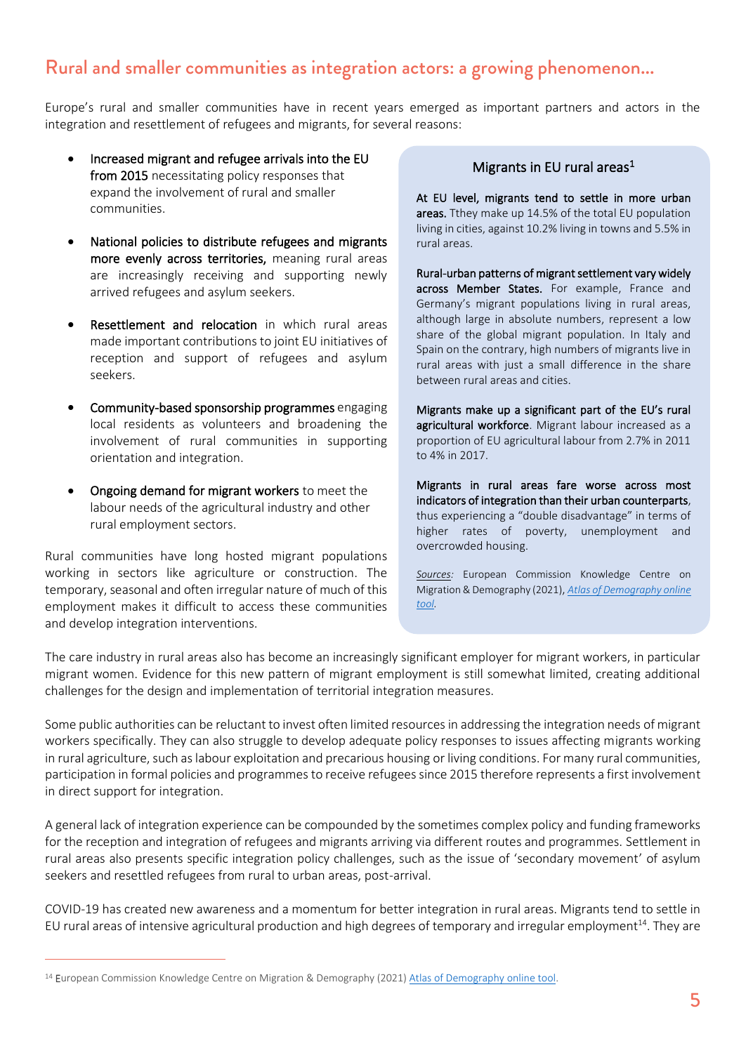## Rural and smaller communities as integration actors: a growing phenomenon…

Europe's rural and smaller communities have in recent years emerged as important partners and actors in the integration and resettlement of refugees and migrants, for several reasons:

- **Increased migrant and refugee arrivals into the EU from 2015** necessitating policy responses that expand the involvement of rural and smaller communities.
- **National policies to distribute refugees and migrants more evenly across territories,** meaning rural areas are increasingly receiving and supporting newly arrived refugees and asylum seekers.
- **Resettlement and relocation** in which rural areas made important contributions to joint EU initiatives of reception and support of refugees and asylum seekers.
- **Community-based sponsorship programmes** engaging local residents as volunteers and broadening the involvement of rural communities in supporting orientation and integration.
- **Ongoing demand for migrant workers** to meet the labour needs of the agricultural industry and other rural employment sectors.

Rural communities have long hosted migrant populations working in sectors like agriculture or construction. The temporary, seasonal and often irregular nature of much of this employment makes it difficult to access these communities and develop integration interventions.

> ### Migrants in EU rural areas[1]
>
> **At EU level, migrants tend to settle in more urban areas.** Tthey make up 14.5% of the total EU population living in cities, against 10.2% living in towns and 5.5% in rural areas.
>
> **Rural-urban patterns of migrant settlement vary widely across Member States.** For example, France and Germany's migrant populations living in rural areas, although large in absolute numbers, represent a low share of the global migrant population. In Italy and Spain on the contrary, high numbers of migrants live in rural areas with just a small difference in the share between rural areas and cities.
>
> **Migrants make up a significant part of the EU's rural agricultural workforce**. Migrant labour increased as a proportion of EU agricultural labour from 2.7% in 2011 to 4% in 2017.
>
> **Migrants in rural areas fare worse across most indicators of integration than their urban counterparts**, thus experiencing a "double disadvantage" in terms of higher rates of poverty, unemployment and overcrowded housing.
>
> *Sources:* European Commission Knowledge Centre on Migration & Demography (2021), *Atlas of Demography online tool*.

The care industry in rural areas also has become an increasingly significant employer for migrant workers, in particular migrant women. Evidence for this new pattern of migrant employment is still somewhat limited, creating additional challenges for the design and implementation of territorial integration measures.

Some public authorities can be reluctant to invest often limited resources in addressing the integration needs of migrant workers specifically. They can also struggle to develop adequate policy responses to issues affecting migrants working in rural agriculture, such as labour exploitation and precarious housing or living conditions. For many rural communities, participation in formal policies and programmes to receive refugees since 2015 therefore represents a first involvement in direct support for integration.

A general lack of integration experience can be compounded by the sometimes complex policy and funding frameworks for the reception and integration of refugees and migrants arriving via different routes and programmes. Settlement in rural areas also presents specific integration policy challenges, such as the issue of 'secondary movement' of asylum seekers and resettled refugees from rural to urban areas, post-arrival.

COVID-19 has created new awareness and a momentum for better integration in rural areas. Migrants tend to settle in EU rural areas of intensive agricultural production and high degrees of temporary and irregular employment[14]. They are

[14] European Commission Knowledge Centre on Migration & Demography (2021) Atlas of Demography online tool.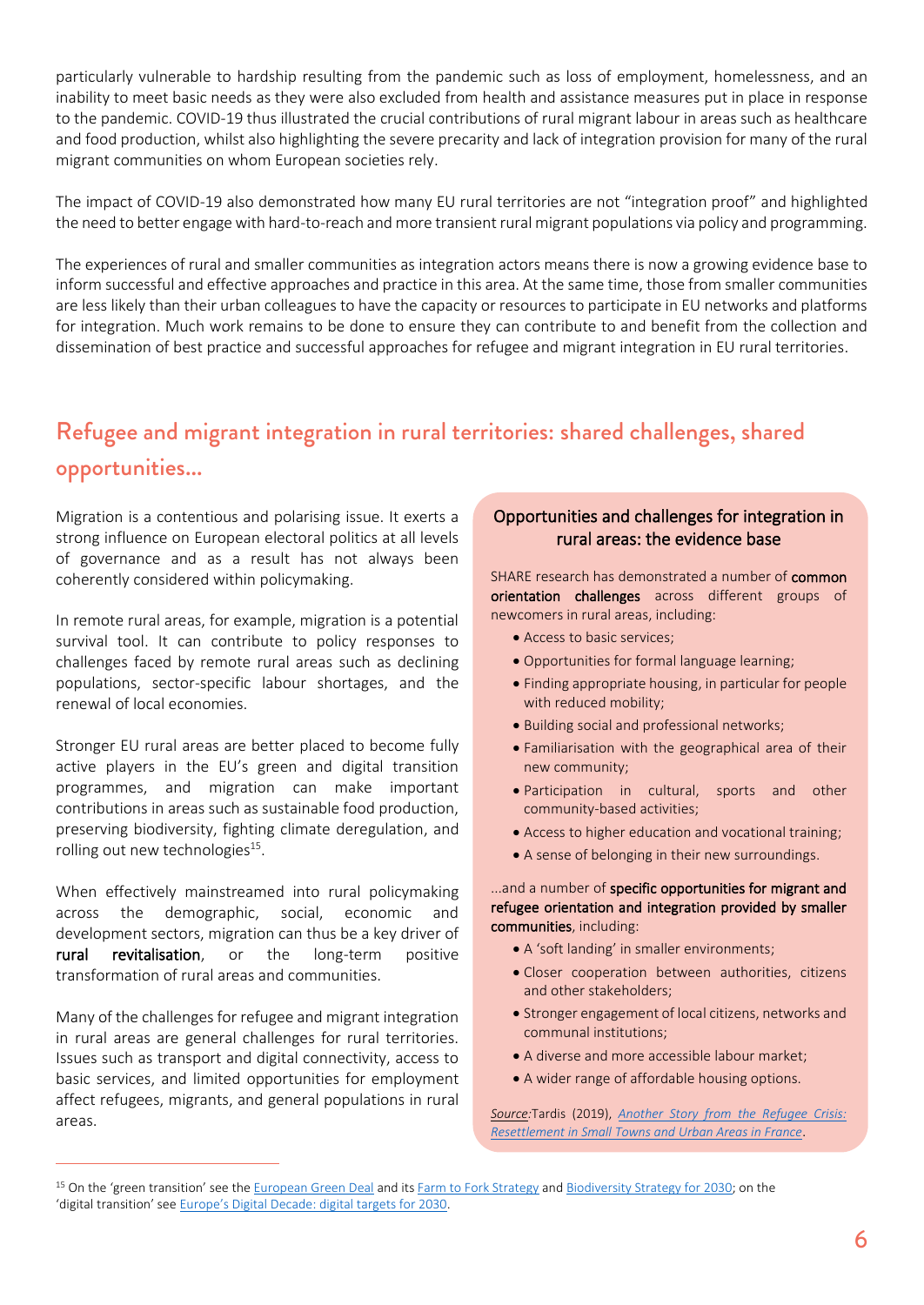particularly vulnerable to hardship resulting from the pandemic such as loss of employment, homelessness, and an inability to meet basic needs as they were also excluded from health and assistance measures put in place in response to the pandemic. COVID-19 thus illustrated the crucial contributions of rural migrant labour in areas such as healthcare and food production, whilst also highlighting the severe precarity and lack of integration provision for many of the rural migrant communities on whom European societies rely.

The impact of COVID-19 also demonstrated how many EU rural territories are not "integration proof" and highlighted the need to better engage with hard-to-reach and more transient rural migrant populations via policy and programming.

The experiences of rural and smaller communities as integration actors means there is now a growing evidence base to inform successful and effective approaches and practice in this area. At the same time, those from smaller communities are less likely than their urban colleagues to have the capacity or resources to participate in EU networks and platforms for integration. Much work remains to be done to ensure they can contribute to and benefit from the collection and dissemination of best practice and successful approaches for refugee and migrant integration in EU rural territories.

## Refugee and migrant integration in rural territories: shared challenges, shared opportunities…

Migration is a contentious and polarising issue. It exerts a strong influence on European electoral politics at all levels of governance and as a result has not always been coherently considered within policymaking.

In remote rural areas, for example, migration is a potential survival tool. It can contribute to policy responses to challenges faced by remote rural areas such as declining populations, sector-specific labour shortages, and the renewal of local economies.

Stronger EU rural areas are better placed to become fully active players in the EU's green and digital transition programmes, and migration can make important contributions in areas such as sustainable food production, preserving biodiversity, fighting climate deregulation, and rolling out new technologies[15].

When effectively mainstreamed into rural policymaking across the demographic, social, economic and development sectors, migration can thus be a key driver of **rural revitalisation**, or the long-term positive transformation of rural areas and communities.

Many of the challenges for refugee and migrant integration in rural areas are general challenges for rural territories. Issues such as transport and digital connectivity, access to basic services, and limited opportunities for employment affect refugees, migrants, and general populations in rural areas.

### Opportunities and challenges for integration in rural areas: the evidence base

SHARE research has demonstrated a number of **common orientation challenges** across different groups of newcomers in rural areas, including:

- Access to basic services;
- Opportunities for formal language learning;
- Finding appropriate housing, in particular for people with reduced mobility;
- Building social and professional networks;
- Familiarisation with the geographical area of their new community;
- Participation in cultural, sports and other community-based activities;
- Access to higher education and vocational training;
- A sense of belonging in their new surroundings.

…and a number of **specific opportunities for migrant and refugee orientation and integration provided by smaller communities**, including:

- A 'soft landing' in smaller environments;
- Closer cooperation between authorities, citizens and other stakeholders;
- Stronger engagement of local citizens, networks and communal institutions;
- A diverse and more accessible labour market;
- A wider range of affordable housing options.

*Source:* Tardis (2019), *Another Story from the Refugee Crisis: Resettlement in Small Towns and Urban Areas in France*.

---

[15] On the 'green transition' see the European Green Deal and its Farm to Fork Strategy and Biodiversity Strategy for 2030; on the 'digital transition' see Europe's Digital Decade: digital targets for 2030.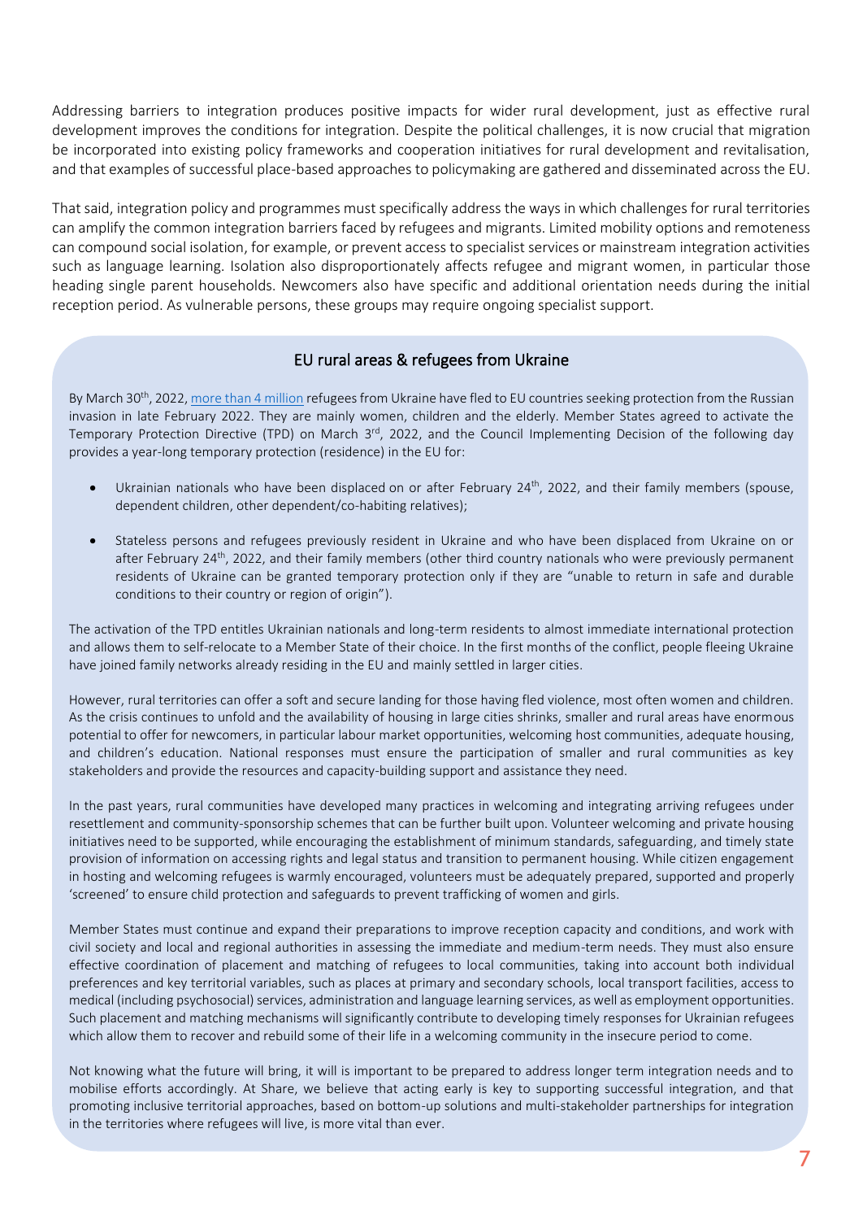Addressing barriers to integration produces positive impacts for wider rural development, just as effective rural development improves the conditions for integration. Despite the political challenges, it is now crucial that migration be incorporated into existing policy frameworks and cooperation initiatives for rural development and revitalisation, and that examples of successful place-based approaches to policymaking are gathered and disseminated across the EU.

That said, integration policy and programmes must specifically address the ways in which challenges for rural territories can amplify the common integration barriers faced by refugees and migrants. Limited mobility options and remoteness can compound social isolation, for example, or prevent access to specialist services or mainstream integration activities such as language learning. Isolation also disproportionately affects refugee and migrant women, in particular those heading single parent households. Newcomers also have specific and additional orientation needs during the initial reception period. As vulnerable persons, these groups may require ongoing specialist support.

## EU rural areas & refugees from Ukraine

By March 30th, 2022, [more than 4 million] refugees from Ukraine have fled to EU countries seeking protection from the Russian invasion in late February 2022. They are mainly women, children and the elderly. Member States agreed to activate the Temporary Protection Directive (TPD) on March 3rd, 2022, and the Council Implementing Decision of the following day provides a year-long temporary protection (residence) in the EU for:

- Ukrainian nationals who have been displaced on or after February 24th, 2022, and their family members (spouse, dependent children, other dependent/co-habiting relatives);
- Stateless persons and refugees previously resident in Ukraine and who have been displaced from Ukraine on or after February 24th, 2022, and their family members (other third country nationals who were previously permanent residents of Ukraine can be granted temporary protection only if they are "unable to return in safe and durable conditions to their country or region of origin").

The activation of the TPD entitles Ukrainian nationals and long-term residents to almost immediate international protection and allows them to self-relocate to a Member State of their choice. In the first months of the conflict, people fleeing Ukraine have joined family networks already residing in the EU and mainly settled in larger cities.

However, rural territories can offer a soft and secure landing for those having fled violence, most often women and children. As the crisis continues to unfold and the availability of housing in large cities shrinks, smaller and rural areas have enormous potential to offer for newcomers, in particular labour market opportunities, welcoming host communities, adequate housing, and children's education. National responses must ensure the participation of smaller and rural communities as key stakeholders and provide the resources and capacity-building support and assistance they need.

In the past years, rural communities have developed many practices in welcoming and integrating arriving refugees under resettlement and community-sponsorship schemes that can be further built upon. Volunteer welcoming and private housing initiatives need to be supported, while encouraging the establishment of minimum standards, safeguarding, and timely state provision of information on accessing rights and legal status and transition to permanent housing. While citizen engagement in hosting and welcoming refugees is warmly encouraged, volunteers must be adequately prepared, supported and properly 'screened' to ensure child protection and safeguards to prevent trafficking of women and girls.

Member States must continue and expand their preparations to improve reception capacity and conditions, and work with civil society and local and regional authorities in assessing the immediate and medium-term needs. They must also ensure effective coordination of placement and matching of refugees to local communities, taking into account both individual preferences and key territorial variables, such as places at primary and secondary schools, local transport facilities, access to medical (including psychosocial) services, administration and language learning services, as well as employment opportunities. Such placement and matching mechanisms will significantly contribute to developing timely responses for Ukrainian refugees which allow them to recover and rebuild some of their life in a welcoming community in the insecure period to come.

Not knowing what the future will bring, it will is important to be prepared to address longer term integration needs and to mobilise efforts accordingly. At Share, we believe that acting early is key to supporting successful integration, and that promoting inclusive territorial approaches, based on bottom-up solutions and multi-stakeholder partnerships for integration in the territories where refugees will live, is more vital than ever.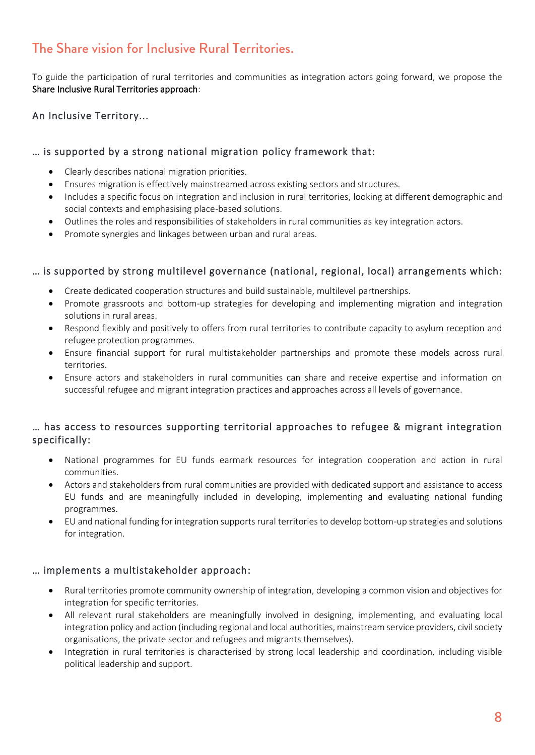## The Share vision for Inclusive Rural Territories.

To guide the participation of rural territories and communities as integration actors going forward, we propose the Share Inclusive Rural Territories approach:

### An Inclusive Territory…

#### … is supported by a strong national migration policy framework that:

- Clearly describes national migration priorities.
- Ensures migration is effectively mainstreamed across existing sectors and structures.
- Includes a specific focus on integration and inclusion in rural territories, looking at different demographic and social contexts and emphasising place-based solutions.
- Outlines the roles and responsibilities of stakeholders in rural communities as key integration actors.
- Promote synergies and linkages between urban and rural areas.

#### … is supported by strong multilevel governance (national, regional, local) arrangements which:

- Create dedicated cooperation structures and build sustainable, multilevel partnerships.
- Promote grassroots and bottom-up strategies for developing and implementing migration and integration solutions in rural areas.
- Respond flexibly and positively to offers from rural territories to contribute capacity to asylum reception and refugee protection programmes.
- Ensure financial support for rural multistakeholder partnerships and promote these models across rural territories.
- Ensure actors and stakeholders in rural communities can share and receive expertise and information on successful refugee and migrant integration practices and approaches across all levels of governance.

#### … has access to resources supporting territorial approaches to refugee & migrant integration specifically:

- National programmes for EU funds earmark resources for integration cooperation and action in rural communities.
- Actors and stakeholders from rural communities are provided with dedicated support and assistance to access EU funds and are meaningfully included in developing, implementing and evaluating national funding programmes.
- EU and national funding for integration supports rural territories to develop bottom-up strategies and solutions for integration.

#### … implements a multistakeholder approach:

- Rural territories promote community ownership of integration, developing a common vision and objectives for integration for specific territories.
- All relevant rural stakeholders are meaningfully involved in designing, implementing, and evaluating local integration policy and action (including regional and local authorities, mainstream service providers, civil society organisations, the private sector and refugees and migrants themselves).
- Integration in rural territories is characterised by strong local leadership and coordination, including visible political leadership and support.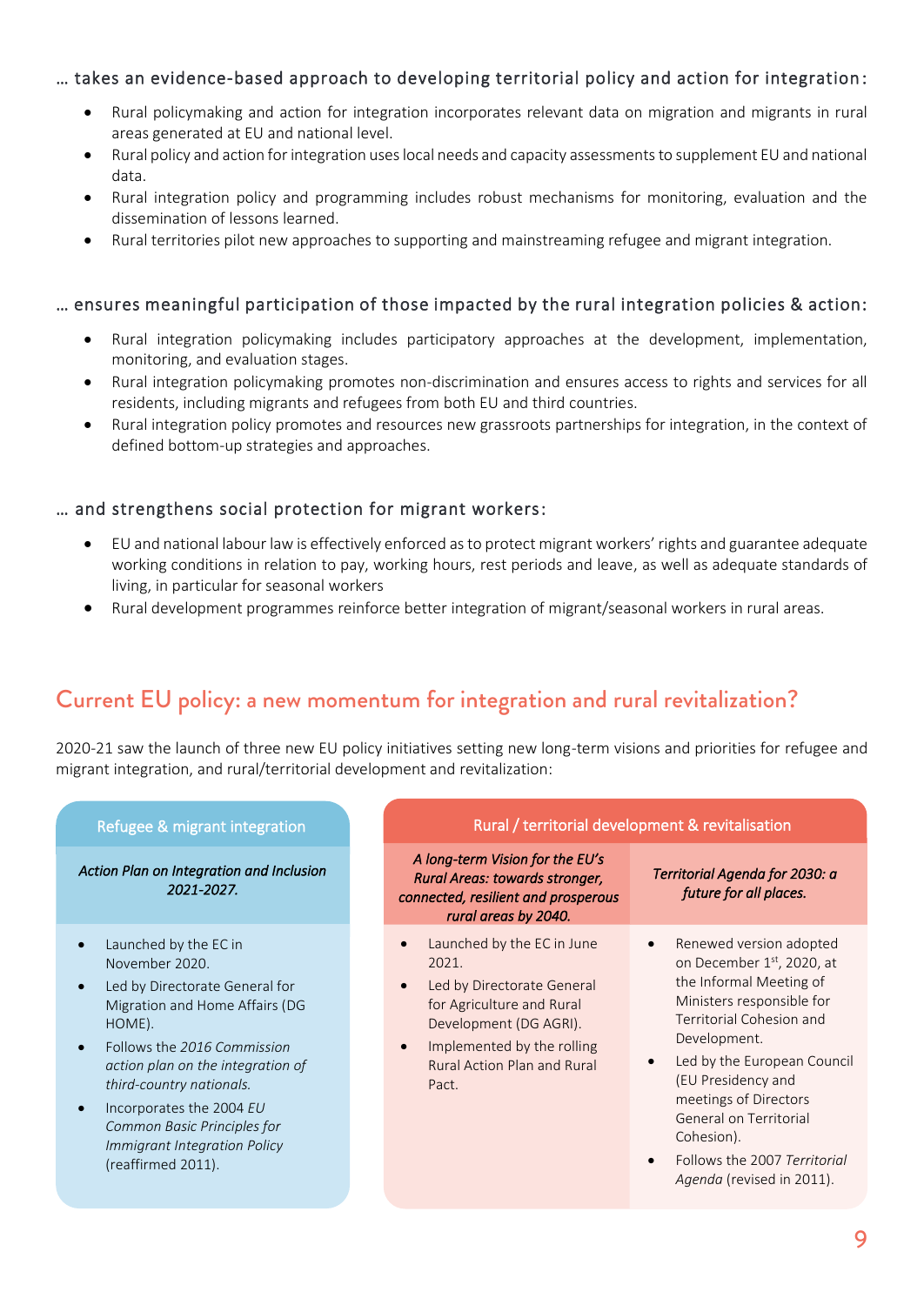… takes an evidence-based approach to developing territorial policy and action for integration:

- Rural policymaking and action for integration incorporates relevant data on migration and migrants in rural areas generated at EU and national level.
- Rural policy and action for integration uses local needs and capacity assessments to supplement EU and national data.
- Rural integration policy and programming includes robust mechanisms for monitoring, evaluation and the dissemination of lessons learned.
- Rural territories pilot new approaches to supporting and mainstreaming refugee and migrant integration.

… ensures meaningful participation of those impacted by the rural integration policies & action:

- Rural integration policymaking includes participatory approaches at the development, implementation, monitoring, and evaluation stages.
- Rural integration policymaking promotes non-discrimination and ensures access to rights and services for all residents, including migrants and refugees from both EU and third countries.
- Rural integration policy promotes and resources new grassroots partnerships for integration, in the context of defined bottom-up strategies and approaches.

… and strengthens social protection for migrant workers:

- EU and national labour law is effectively enforced as to protect migrant workers' rights and guarantee adequate working conditions in relation to pay, working hours, rest periods and leave, as well as adequate standards of living, in particular for seasonal workers
- Rural development programmes reinforce better integration of migrant/seasonal workers in rural areas.

## Current EU policy: a new momentum for integration and rural revitalization?

2020-21 saw the launch of three new EU policy initiatives setting new long-term visions and priorities for refugee and migrant integration, and rural/territorial development and revitalization:

| Refugee & migrant integration | Rural / territorial development & revitalisation | |
|---|---|---|
| *Action Plan on Integration and Inclusion 2021-2027.* | *A long-term Vision for the EU's Rural Areas: towards stronger, connected, resilient and prosperous rural areas by 2040.* | *Territorial Agenda for 2030: a future for all places.* |
| • Launched by the EC in November 2020.<br>• Led by Directorate General for Migration and Home Affairs (DG HOME).<br>• Follows the *2016 Commission action plan on the integration of third-country nationals.*<br>• Incorporates the 2004 *EU Common Basic Principles for Immigrant Integration Policy* (reaffirmed 2011). | • Launched by the EC in June 2021.<br>• Led by Directorate General for Agriculture and Rural Development (DG AGRI).<br>• Implemented by the rolling Rural Action Plan and Rural Pact. | • Renewed version adopted on December 1st, 2020, at the Informal Meeting of Ministers responsible for Territorial Cohesion and Development.<br>• Led by the European Council (EU Presidency and meetings of Directors General on Territorial Cohesion).<br>• Follows the 2007 *Territorial Agenda* (revised in 2011). |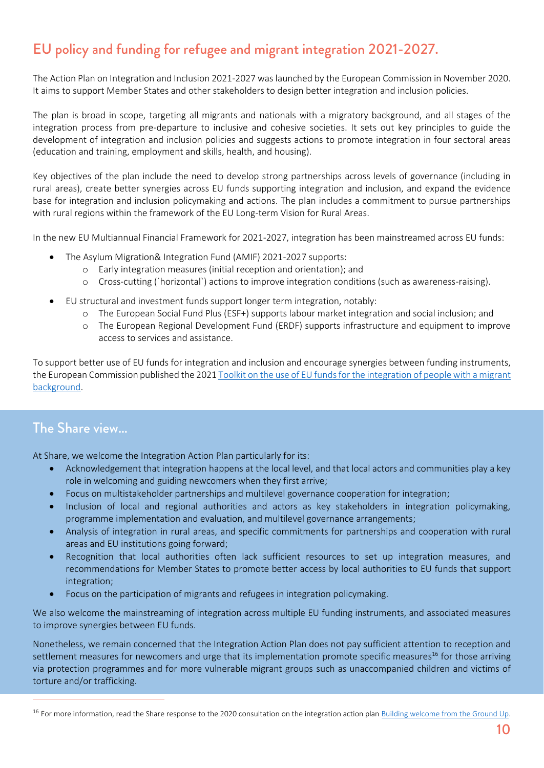## EU policy and funding for refugee and migrant integration 2021-2027.

The Action Plan on Integration and Inclusion 2021-2027 was launched by the European Commission in November 2020. It aims to support Member States and other stakeholders to design better integration and inclusion policies.

The plan is broad in scope, targeting all migrants and nationals with a migratory background, and all stages of the integration process from pre-departure to inclusive and cohesive societies. It sets out key principles to guide the development of integration and inclusion policies and suggests actions to promote integration in four sectoral areas (education and training, employment and skills, health, and housing).

Key objectives of the plan include the need to develop strong partnerships across levels of governance (including in rural areas), create better synergies across EU funds supporting integration and inclusion, and expand the evidence base for integration and inclusion policymaking and actions. The plan includes a commitment to pursue partnerships with rural regions within the framework of the EU Long-term Vision for Rural Areas.

In the new EU Multiannual Financial Framework for 2021-2027, integration has been mainstreamed across EU funds:

- The Asylum Migration& Integration Fund (AMIF) 2021-2027 supports:
  - Early integration measures (initial reception and orientation); and
  - Cross-cutting (`horizontal`) actions to improve integration conditions (such as awareness-raising).
- EU structural and investment funds support longer term integration, notably:
  - The European Social Fund Plus (ESF+) supports labour market integration and social inclusion; and
  - The European Regional Development Fund (ERDF) supports infrastructure and equipment to improve access to services and assistance.

To support better use of EU funds for integration and inclusion and encourage synergies between funding instruments, the European Commission published the 2021 Toolkit on the use of EU funds for the integration of people with a migrant background.

### The Share view...

At Share, we welcome the Integration Action Plan particularly for its:

- Acknowledgement that integration happens at the local level, and that local actors and communities play a key role in welcoming and guiding newcomers when they first arrive;
- Focus on multistakeholder partnerships and multilevel governance cooperation for integration;
- Inclusion of local and regional authorities and actors as key stakeholders in integration policymaking, programme implementation and evaluation, and multilevel governance arrangements;
- Analysis of integration in rural areas, and specific commitments for partnerships and cooperation with rural areas and EU institutions going forward;
- Recognition that local authorities often lack sufficient resources to set up integration measures, and recommendations for Member States to promote better access by local authorities to EU funds that support integration;
- Focus on the participation of migrants and refugees in integration policymaking.

We also welcome the mainstreaming of integration across multiple EU funding instruments, and associated measures to improve synergies between EU funds.

Nonetheless, we remain concerned that the Integration Action Plan does not pay sufficient attention to reception and settlement measures for newcomers and urge that its implementation promote specific measures[16] for those arriving via protection programmes and for more vulnerable migrant groups such as unaccompanied children and victims of torture and/or trafficking.

---

[16] For more information, read the Share response to the 2020 consultation on the integration action plan Building welcome from the Ground Up.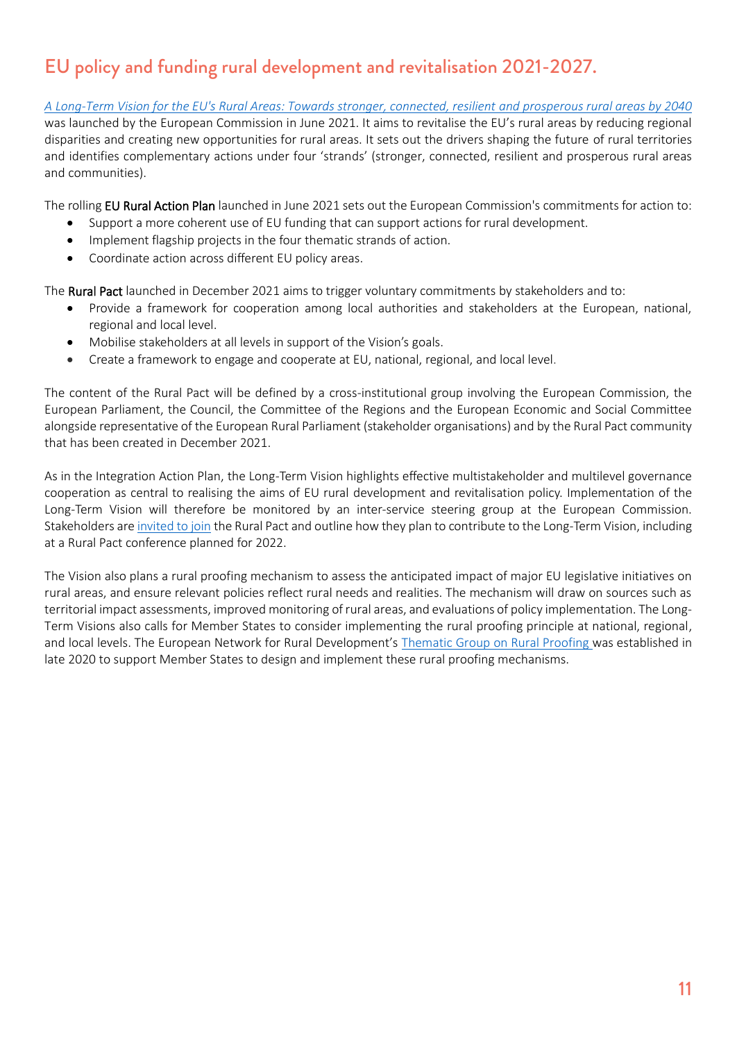# EU policy and funding rural development and revitalisation 2021-2027.

*A Long-Term Vision for the EU's Rural Areas: Towards stronger, connected, resilient and prosperous rural areas by 2040* was launched by the European Commission in June 2021. It aims to revitalise the EU's rural areas by reducing regional disparities and creating new opportunities for rural areas. It sets out the drivers shaping the future of rural territories and identifies complementary actions under four 'strands' (stronger, connected, resilient and prosperous rural areas and communities).

The rolling **EU Rural Action Plan** launched in June 2021 sets out the European Commission's commitments for action to:

- Support a more coherent use of EU funding that can support actions for rural development.
- Implement flagship projects in the four thematic strands of action.
- Coordinate action across different EU policy areas.

The **Rural Pact** launched in December 2021 aims to trigger voluntary commitments by stakeholders and to:

- Provide a framework for cooperation among local authorities and stakeholders at the European, national, regional and local level.
- Mobilise stakeholders at all levels in support of the Vision's goals.
- Create a framework to engage and cooperate at EU, national, regional, and local level.

The content of the Rural Pact will be defined by a cross-institutional group involving the European Commission, the European Parliament, the Council, the Committee of the Regions and the European Economic and Social Committee alongside representative of the European Rural Parliament (stakeholder organisations) and by the Rural Pact community that has been created in December 2021.

As in the Integration Action Plan, the Long-Term Vision highlights effective multistakeholder and multilevel governance cooperation as central to realising the aims of EU rural development and revitalisation policy. Implementation of the Long-Term Vision will therefore be monitored by an inter-service steering group at the European Commission. Stakeholders are invited to join the Rural Pact and outline how they plan to contribute to the Long-Term Vision, including at a Rural Pact conference planned for 2022.

The Vision also plans a rural proofing mechanism to assess the anticipated impact of major EU legislative initiatives on rural areas, and ensure relevant policies reflect rural needs and realities. The mechanism will draw on sources such as territorial impact assessments, improved monitoring of rural areas, and evaluations of policy implementation. The Long-Term Visions also calls for Member States to consider implementing the rural proofing principle at national, regional, and local levels. The European Network for Rural Development's Thematic Group on Rural Proofing was established in late 2020 to support Member States to design and implement these rural proofing mechanisms.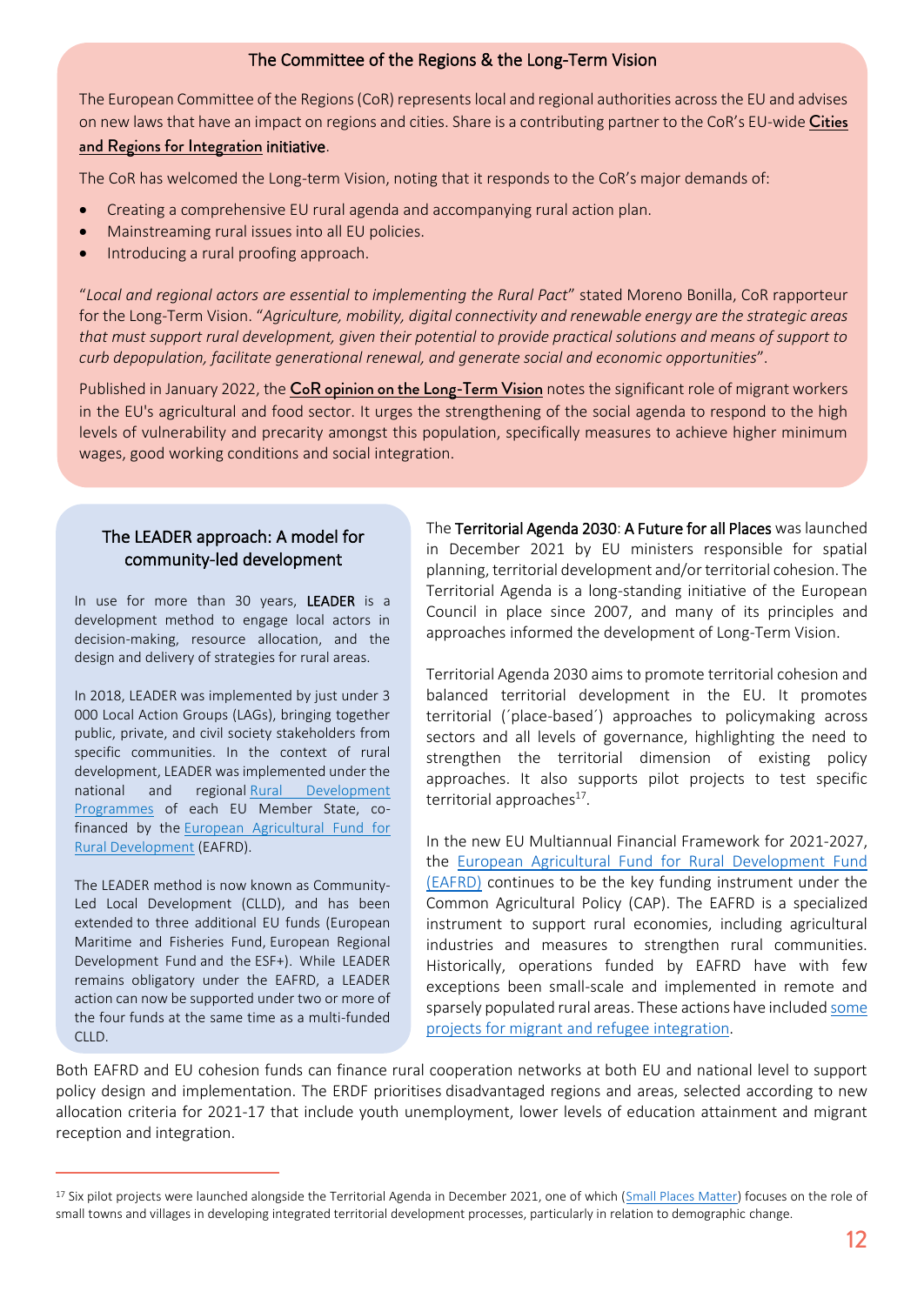## The Committee of the Regions & the Long-Term Vision

The European Committee of the Regions (CoR) represents local and regional authorities across the EU and advises on new laws that have an impact on regions and cities. Share is a contributing partner to the CoR's EU-wide **Cities and Regions for Integration** initiative.

The CoR has welcomed the Long-term Vision, noting that it responds to the CoR's major demands of:

- Creating a comprehensive EU rural agenda and accompanying rural action plan.
- Mainstreaming rural issues into all EU policies.
- Introducing a rural proofing approach.

"*Local and regional actors are essential to implementing the Rural Pact*" stated Moreno Bonilla, CoR rapporteur for the Long-Term Vision. "*Agriculture, mobility, digital connectivity and renewable energy are the strategic areas that must support rural development, given their potential to provide practical solutions and means of support to curb depopulation, facilitate generational renewal, and generate social and economic opportunities*".

Published in January 2022, the **CoR opinion on the Long-Term Vision** notes the significant role of migrant workers in the EU's agricultural and food sector. It urges the strengthening of the social agenda to respond to the high levels of vulnerability and precarity amongst this population, specifically measures to achieve higher minimum wages, good working conditions and social integration.

## The LEADER approach: A model for community-led development

In use for more than 30 years, **LEADER** is a development method to engage local actors in decision-making, resource allocation, and the design and delivery of strategies for rural areas.

In 2018, LEADER was implemented by just under 3 000 Local Action Groups (LAGs), bringing together public, private, and civil society stakeholders from specific communities. In the context of rural development, LEADER was implemented under the national and regional Rural Development Programmes of each EU Member State, co-financed by the European Agricultural Fund for Rural Development (EAFRD).

The LEADER method is now known as Community-Led Local Development (CLLD), and has been extended to three additional EU funds (European Maritime and Fisheries Fund, European Regional Development Fund and the ESF+). While LEADER remains obligatory under the EAFRD, a LEADER action can now be supported under two or more of the four funds at the same time as a multi-funded CLLD.

The **Territorial Agenda 2030**: **A Future for all Places** was launched in December 2021 by EU ministers responsible for spatial planning, territorial development and/or territorial cohesion. The Territorial Agenda is a long-standing initiative of the European Council in place since 2007, and many of its principles and approaches informed the development of Long-Term Vision.

Territorial Agenda 2030 aims to promote territorial cohesion and balanced territorial development in the EU. It promotes territorial (´place-based´) approaches to policymaking across sectors and all levels of governance, highlighting the need to strengthen the territorial dimension of existing policy approaches. It also supports pilot projects to test specific territorial approaches[17].

In the new EU Multiannual Financial Framework for 2021-2027, the European Agricultural Fund for Rural Development Fund (EAFRD) continues to be the key funding instrument under the Common Agricultural Policy (CAP). The EAFRD is a specialized instrument to support rural economies, including agricultural industries and measures to strengthen rural communities. Historically, operations funded by EAFRD have with few exceptions been small-scale and implemented in remote and sparsely populated rural areas. These actions have included some projects for migrant and refugee integration.

Both EAFRD and EU cohesion funds can finance rural cooperation networks at both EU and national level to support policy design and implementation. The ERDF prioritises disadvantaged regions and areas, selected according to new allocation criteria for 2021-17 that include youth unemployment, lower levels of education attainment and migrant reception and integration.

[17] Six pilot projects were launched alongside the Territorial Agenda in December 2021, one of which (Small Places Matter) focuses on the role of small towns and villages in developing integrated territorial development processes, particularly in relation to demographic change.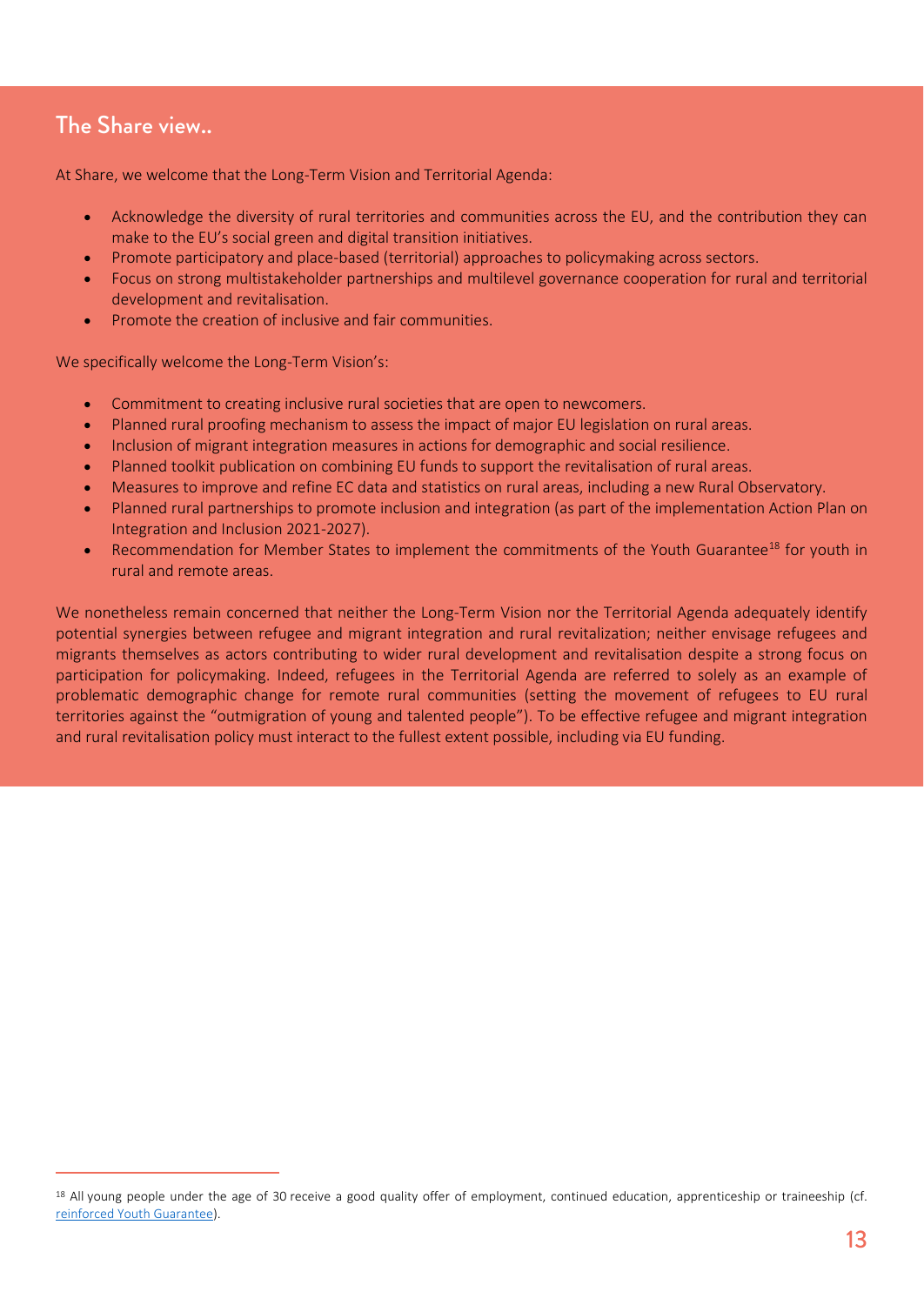## The Share view..

At Share, we welcome that the Long-Term Vision and Territorial Agenda:

- Acknowledge the diversity of rural territories and communities across the EU, and the contribution they can make to the EU's social green and digital transition initiatives.
- Promote participatory and place-based (territorial) approaches to policymaking across sectors.
- Focus on strong multistakeholder partnerships and multilevel governance cooperation for rural and territorial development and revitalisation.
- Promote the creation of inclusive and fair communities.

We specifically welcome the Long-Term Vision's:

- Commitment to creating inclusive rural societies that are open to newcomers.
- Planned rural proofing mechanism to assess the impact of major EU legislation on rural areas.
- Inclusion of migrant integration measures in actions for demographic and social resilience.
- Planned toolkit publication on combining EU funds to support the revitalisation of rural areas.
- Measures to improve and refine EC data and statistics on rural areas, including a new Rural Observatory.
- Planned rural partnerships to promote inclusion and integration (as part of the implementation Action Plan on Integration and Inclusion 2021-2027).
- Recommendation for Member States to implement the commitments of the Youth Guarantee[18] for youth in rural and remote areas.

We nonetheless remain concerned that neither the Long-Term Vision nor the Territorial Agenda adequately identify potential synergies between refugee and migrant integration and rural revitalization; neither envisage refugees and migrants themselves as actors contributing to wider rural development and revitalisation despite a strong focus on participation for policymaking. Indeed, refugees in the Territorial Agenda are referred to solely as an example of problematic demographic change for remote rural communities (setting the movement of refugees to EU rural territories against the "outmigration of young and talented people"). To be effective refugee and migrant integration and rural revitalisation policy must interact to the fullest extent possible, including via EU funding.

[18] All young people under the age of 30 receive a good quality offer of employment, continued education, apprenticeship or traineeship (cf. reinforced Youth Guarantee).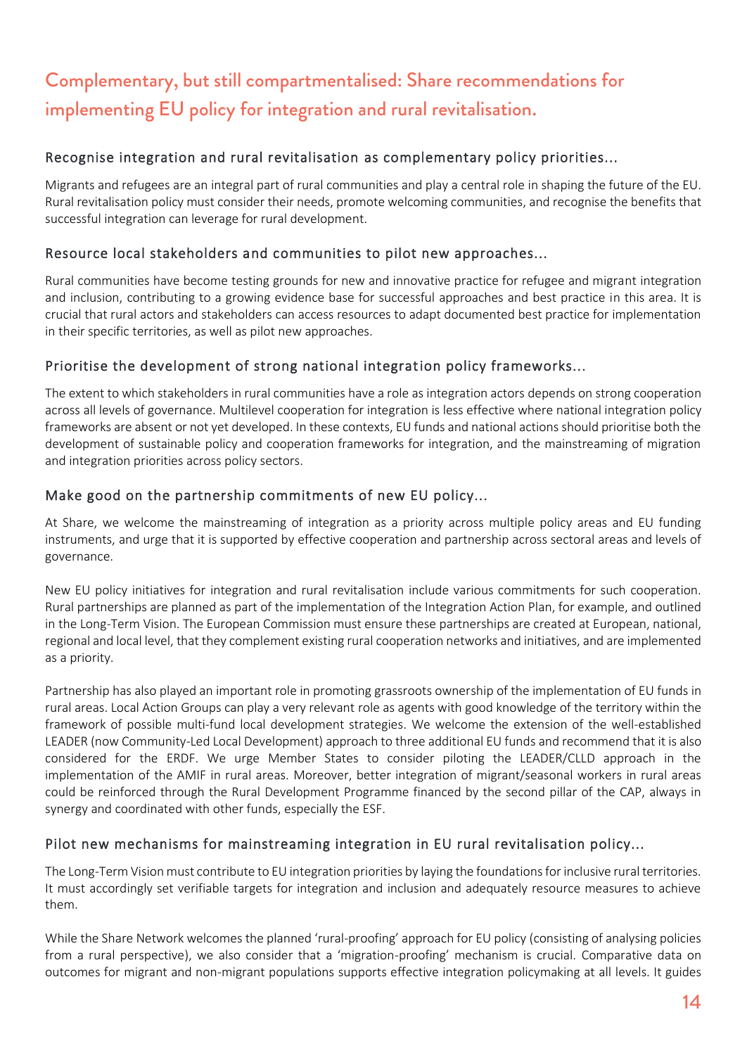# Complementary, but still compartmentalised: Share recommendations for implementing EU policy for integration and rural revitalisation.

### Recognise integration and rural revitalisation as complementary policy priorities...

Migrants and refugees are an integral part of rural communities and play a central role in shaping the future of the EU. Rural revitalisation policy must consider their needs, promote welcoming communities, and recognise the benefits that successful integration can leverage for rural development.

### Resource local stakeholders and communities to pilot new approaches...

Rural communities have become testing grounds for new and innovative practice for refugee and migrant integration and inclusion, contributing to a growing evidence base for successful approaches and best practice in this area. It is crucial that rural actors and stakeholders can access resources to adapt documented best practice for implementation in their specific territories, as well as pilot new approaches.

### Prioritise the development of strong national integration policy frameworks...

The extent to which stakeholders in rural communities have a role as integration actors depends on strong cooperation across all levels of governance. Multilevel cooperation for integration is less effective where national integration policy frameworks are absent or not yet developed. In these contexts, EU funds and national actions should prioritise both the development of sustainable policy and cooperation frameworks for integration, and the mainstreaming of migration and integration priorities across policy sectors.

### Make good on the partnership commitments of new EU policy...

At Share, we welcome the mainstreaming of integration as a priority across multiple policy areas and EU funding instruments, and urge that it is supported by effective cooperation and partnership across sectoral areas and levels of governance.

New EU policy initiatives for integration and rural revitalisation include various commitments for such cooperation. Rural partnerships are planned as part of the implementation of the Integration Action Plan, for example, and outlined in the Long-Term Vision. The European Commission must ensure these partnerships are created at European, national, regional and local level, that they complement existing rural cooperation networks and initiatives, and are implemented as a priority.

Partnership has also played an important role in promoting grassroots ownership of the implementation of EU funds in rural areas. Local Action Groups can play a very relevant role as agents with good knowledge of the territory within the framework of possible multi-fund local development strategies. We welcome the extension of the well-established LEADER (now Community-Led Local Development) approach to three additional EU funds and recommend that it is also considered for the ERDF. We urge Member States to consider piloting the LEADER/CLLD approach in the implementation of the AMIF in rural areas. Moreover, better integration of migrant/seasonal workers in rural areas could be reinforced through the Rural Development Programme financed by the second pillar of the CAP, always in synergy and coordinated with other funds, especially the ESF.

### Pilot new mechanisms for mainstreaming integration in EU rural revitalisation policy...

The Long-Term Vision must contribute to EU integration priorities by laying the foundations for inclusive rural territories. It must accordingly set verifiable targets for integration and inclusion and adequately resource measures to achieve them.

While the Share Network welcomes the planned 'rural-proofing' approach for EU policy (consisting of analysing policies from a rural perspective), we also consider that a 'migration-proofing' mechanism is crucial. Comparative data on outcomes for migrant and non-migrant populations supports effective integration policymaking at all levels. It guides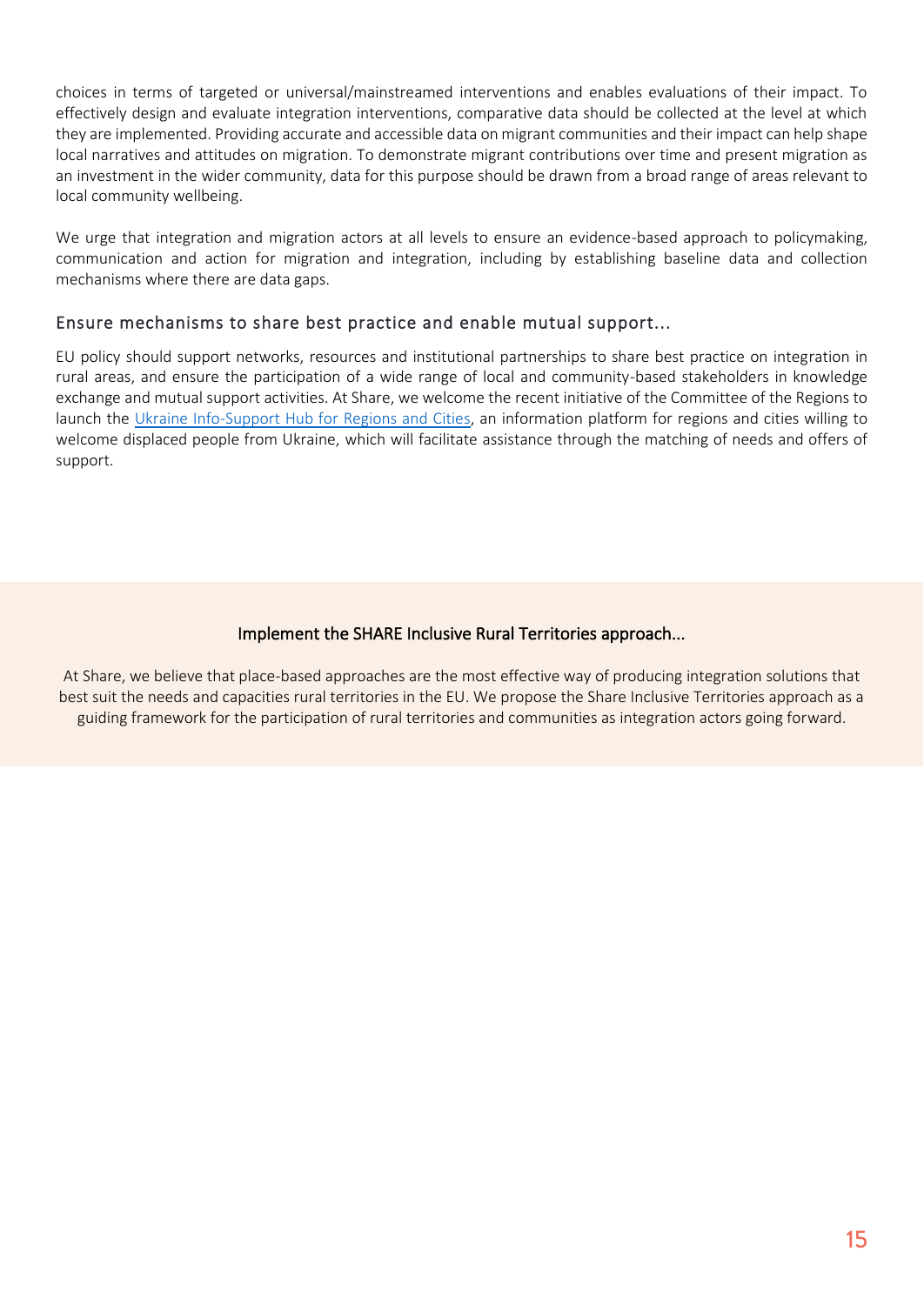choices in terms of targeted or universal/mainstreamed interventions and enables evaluations of their impact. To effectively design and evaluate integration interventions, comparative data should be collected at the level at which they are implemented. Providing accurate and accessible data on migrant communities and their impact can help shape local narratives and attitudes on migration. To demonstrate migrant contributions over time and present migration as an investment in the wider community, data for this purpose should be drawn from a broad range of areas relevant to local community wellbeing.

We urge that integration and migration actors at all levels to ensure an evidence-based approach to policymaking, communication and action for migration and integration, including by establishing baseline data and collection mechanisms where there are data gaps.

### Ensure mechanisms to share best practice and enable mutual support...

EU policy should support networks, resources and institutional partnerships to share best practice on integration in rural areas, and ensure the participation of a wide range of local and community-based stakeholders in knowledge exchange and mutual support activities. At Share, we welcome the recent initiative of the Committee of the Regions to launch the [Ukraine Info-Support Hub for Regions and Cities](), an information platform for regions and cities willing to welcome displaced people from Ukraine, which will facilitate assistance through the matching of needs and offers of support.

### Implement the SHARE Inclusive Rural Territories approach...

At Share, we believe that place-based approaches are the most effective way of producing integration solutions that best suit the needs and capacities rural territories in the EU. We propose the Share Inclusive Territories approach as a guiding framework for the participation of rural territories and communities as integration actors going forward.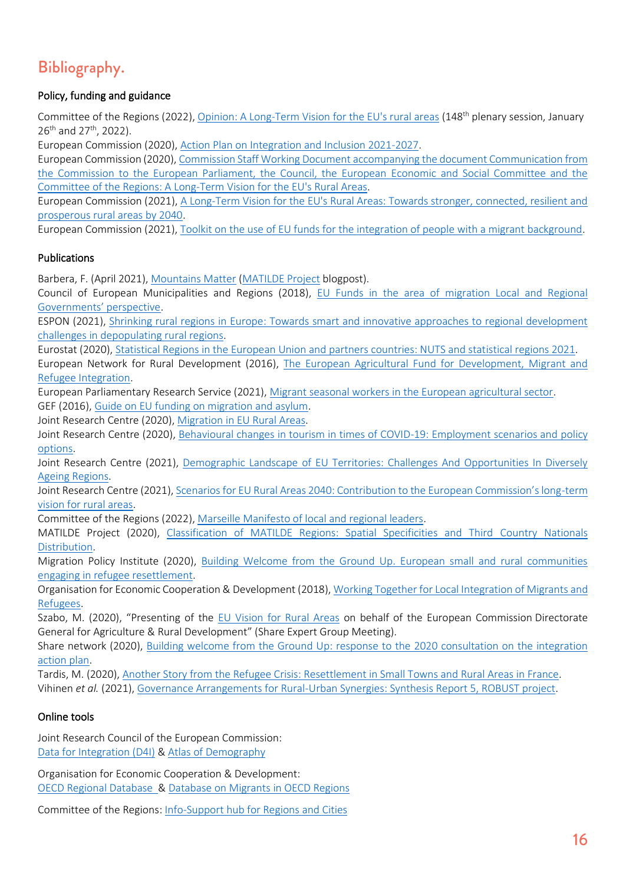# Bibliography.

### Policy, funding and guidance

Committee of the Regions (2022), Opinion: A Long-Term Vision for the EU's rural areas (148th plenary session, January 26th and 27th, 2022).

European Commission (2020), Action Plan on Integration and Inclusion 2021-2027.

European Commission (2020), Commission Staff Working Document accompanying the document Communication from the Commission to the European Parliament, the Council, the European Economic and Social Committee and the Committee of the Regions: A Long-Term Vision for the EU's Rural Areas.

European Commission (2021), A Long-Term Vision for the EU's Rural Areas: Towards stronger, connected, resilient and prosperous rural areas by 2040.

European Commission (2021), Toolkit on the use of EU funds for the integration of people with a migrant background.

### Publications

Barbera, F. (April 2021), Mountains Matter (MATILDE Project blogpost).

Council of European Municipalities and Regions (2018), EU Funds in the area of migration Local and Regional Governments' perspective.

ESPON (2021), Shrinking rural regions in Europe: Towards smart and innovative approaches to regional development challenges in depopulating rural regions.

Eurostat (2020), Statistical Regions in the European Union and partners countries: NUTS and statistical regions 2021.

European Network for Rural Development (2016), The European Agricultural Fund for Development, Migrant and Refugee Integration.

European Parliamentary Research Service (2021), Migrant seasonal workers in the European agricultural sector.

GEF (2016), Guide on EU funding on migration and asylum.

Joint Research Centre (2020), Migration in EU Rural Areas.

Joint Research Centre (2020), Behavioural changes in tourism in times of COVID-19: Employment scenarios and policy options.

Joint Research Centre (2021), Demographic Landscape of EU Territories: Challenges And Opportunities In Diversely Ageing Regions.

Joint Research Centre (2021), Scenarios for EU Rural Areas 2040: Contribution to the European Commission's long-term vision for rural areas.

Committee of the Regions (2022), Marseille Manifesto of local and regional leaders.

MATILDE Project (2020), Classification of MATILDE Regions: Spatial Specificities and Third Country Nationals Distribution.

Migration Policy Institute (2020), Building Welcome from the Ground Up. European small and rural communities engaging in refugee resettlement.

Organisation for Economic Cooperation & Development (2018), Working Together for Local Integration of Migrants and Refugees.

Szabo, M. (2020), "Presenting of the EU Vision for Rural Areas on behalf of the European Commission Directorate General for Agriculture & Rural Development" (Share Expert Group Meeting).

Share network (2020), Building welcome from the Ground Up: response to the 2020 consultation on the integration action plan.

Tardis, M. (2020), Another Story from the Refugee Crisis: Resettlement in Small Towns and Rural Areas in France.

Vihinen *et al.* (2021), Governance Arrangements for Rural-Urban Synergies: Synthesis Report 5, ROBUST project.

### Online tools

Joint Research Council of the European Commission:
Data for Integration (D4I) & Atlas of Demography

Organisation for Economic Cooperation & Development:
OECD Regional Database & Database on Migrants in OECD Regions

Committee of the Regions: Info-Support hub for Regions and Cities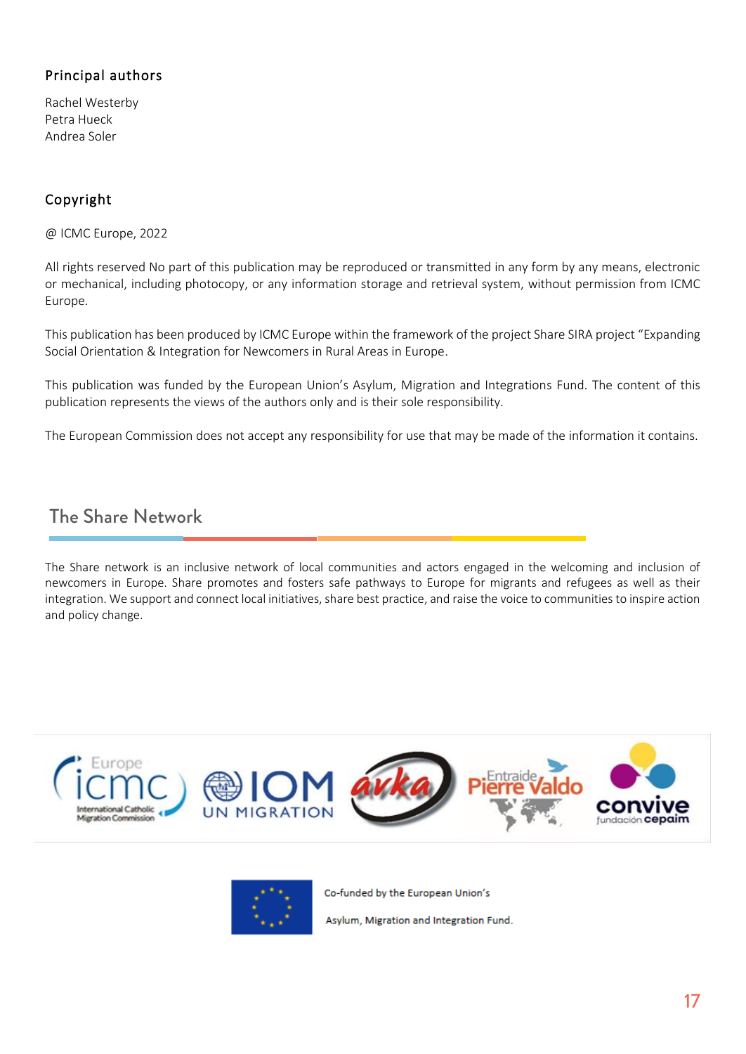## Principal authors

Rachel Westerby
Petra Hueck
Andrea Soler

## Copyright

@ ICMC Europe, 2022

All rights reserved No part of this publication may be reproduced or transmitted in any form by any means, electronic or mechanical, including photocopy, or any information storage and retrieval system, without permission from ICMC Europe.

This publication has been produced by ICMC Europe within the framework of the project Share SIRA project "Expanding Social Orientation & Integration for Newcomers in Rural Areas in Europe.

This publication was funded by the European Union's Asylum, Migration and Integrations Fund. The content of this publication represents the views of the authors only and is their sole responsibility.

The European Commission does not accept any responsibility for use that may be made of the information it contains.

## The Share Network

The Share network is an inclusive network of local communities and actors engaged in the welcoming and inclusion of newcomers in Europe. Share promotes and fosters safe pathways to Europe for migrants and refugees as well as their integration. We support and connect local initiatives, share best practice, and raise the voice to communities to inspire action and policy change.

Co-funded by the European Union's

Asylum, Migration and Integration Fund.